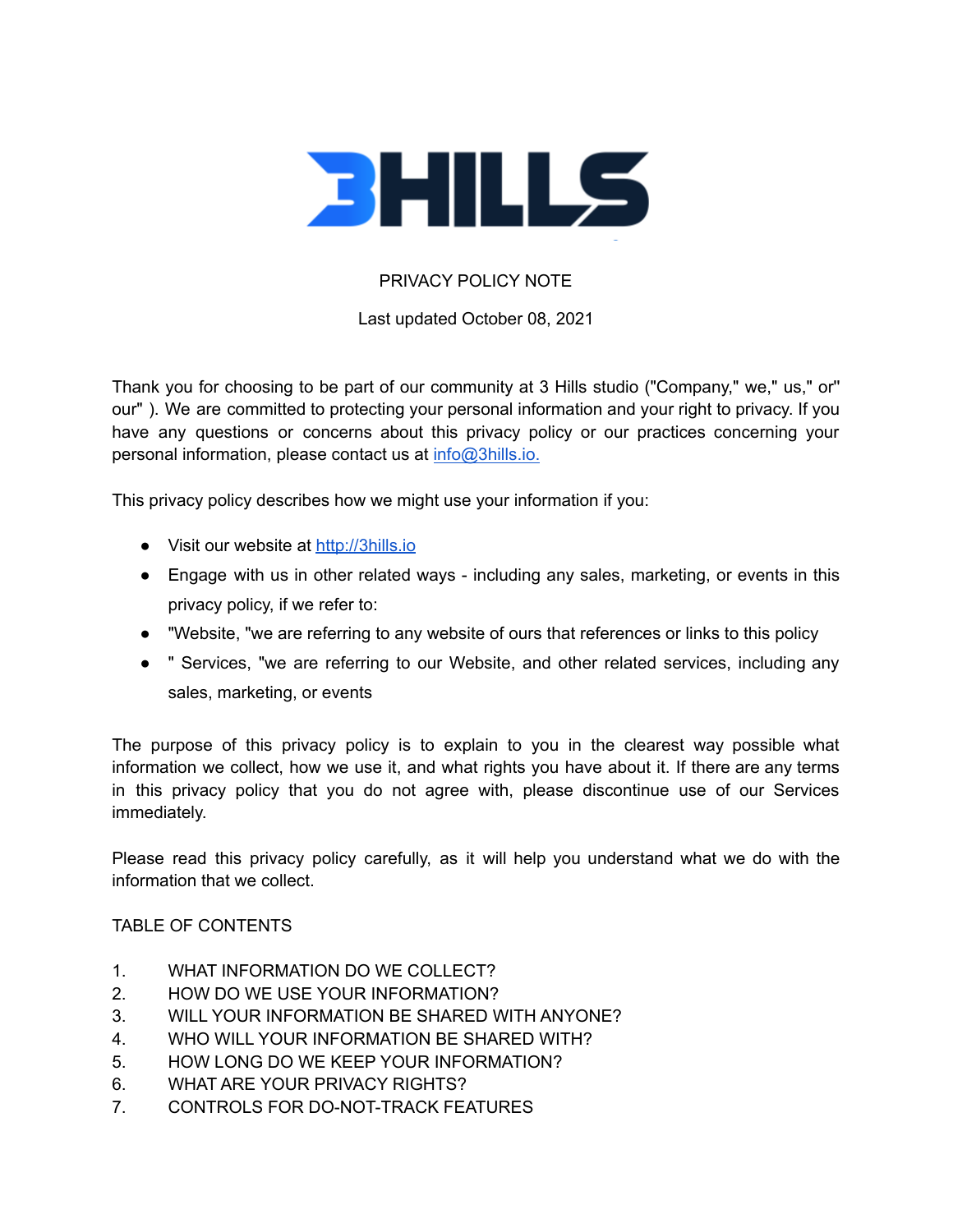# 3HILLS

PRIVACY POLICY NOTE

Last updated October 08, 2021

Thank you for choosing to be part of our community at 3 Hills studio ("Company," we," us," or" our" ). We are committed to protecting your personal information and your right to privacy. If you have any questions or concerns about this privacy policy or our practices concerning your personal information, please contact us at info@3hills.io.

This privacy policy describes how we might use your information if you:

- Visit our website at http://3hills.io
- Engage with us in other related ways - including any sales, marketing, or events in this privacy policy, if we refer to:
- "Website, "we are referring to any website of ours that references or links to this policy
- " Services, "we are referring to our Website, and other related services, including any sales, marketing, or events

The purpose of this privacy policy is to explain to you in the clearest way possible what information we collect, how we use it, and what rights you have about it. If there are any terms in this privacy policy that you do not agree with, please discontinue use of our Services immediately.

Please read this privacy policy carefully, as it will help you understand what we do with the information that we collect.

TABLE OF CONTENTS

1. WHAT INFORMATION DO WE COLLECT?
2. HOW DO WE USE YOUR INFORMATION?
3. WILL YOUR INFORMATION BE SHARED WITH ANYONE?
4. WHO WILL YOUR INFORMATION BE SHARED WITH?
5. HOW LONG DO WE KEEP YOUR INFORMATION?
6. WHAT ARE YOUR PRIVACY RIGHTS?
7. CONTROLS FOR DO-NOT-TRACK FEATURES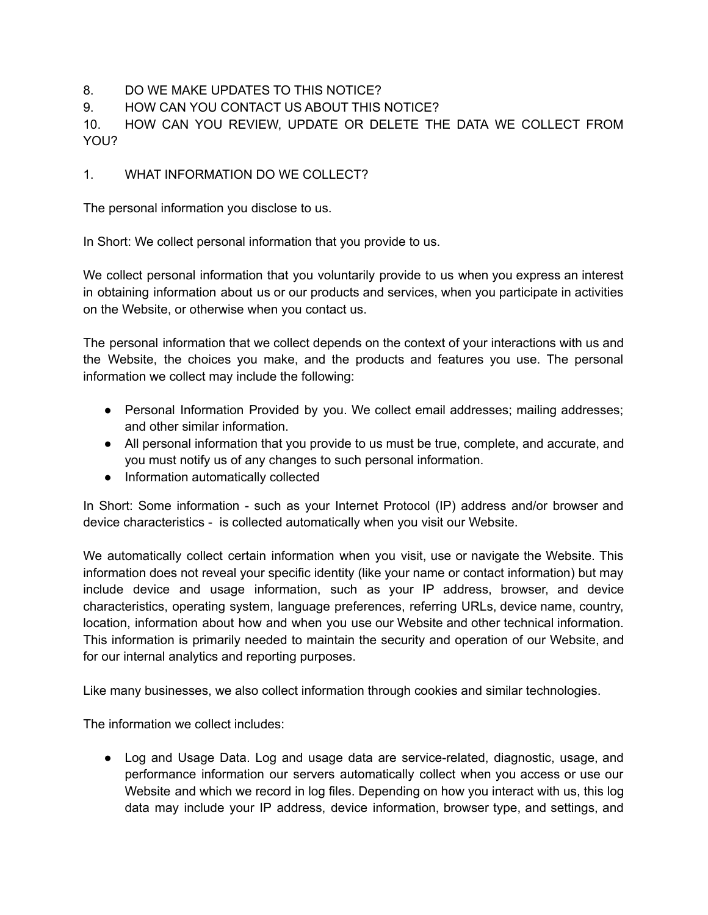8. DO WE MAKE UPDATES TO THIS NOTICE?
9. HOW CAN YOU CONTACT US ABOUT THIS NOTICE?
10. HOW CAN YOU REVIEW, UPDATE OR DELETE THE DATA WE COLLECT FROM YOU?

## 1. WHAT INFORMATION DO WE COLLECT?

The personal information you disclose to us.

In Short: We collect personal information that you provide to us.

We collect personal information that you voluntarily provide to us when you express an interest in obtaining information about us or our products and services, when you participate in activities on the Website, or otherwise when you contact us.

The personal information that we collect depends on the context of your interactions with us and the Website, the choices you make, and the products and features you use. The personal information we collect may include the following:

- Personal Information Provided by you. We collect email addresses; mailing addresses; and other similar information.
- All personal information that you provide to us must be true, complete, and accurate, and you must notify us of any changes to such personal information.
- Information automatically collected

In Short: Some information - such as your Internet Protocol (IP) address and/or browser and device characteristics - is collected automatically when you visit our Website.

We automatically collect certain information when you visit, use or navigate the Website. This information does not reveal your specific identity (like your name or contact information) but may include device and usage information, such as your IP address, browser, and device characteristics, operating system, language preferences, referring URLs, device name, country, location, information about how and when you use our Website and other technical information. This information is primarily needed to maintain the security and operation of our Website, and for our internal analytics and reporting purposes.

Like many businesses, we also collect information through cookies and similar technologies.

The information we collect includes:

- Log and Usage Data. Log and usage data are service-related, diagnostic, usage, and performance information our servers automatically collect when you access or use our Website and which we record in log files. Depending on how you interact with us, this log data may include your IP address, device information, browser type, and settings, and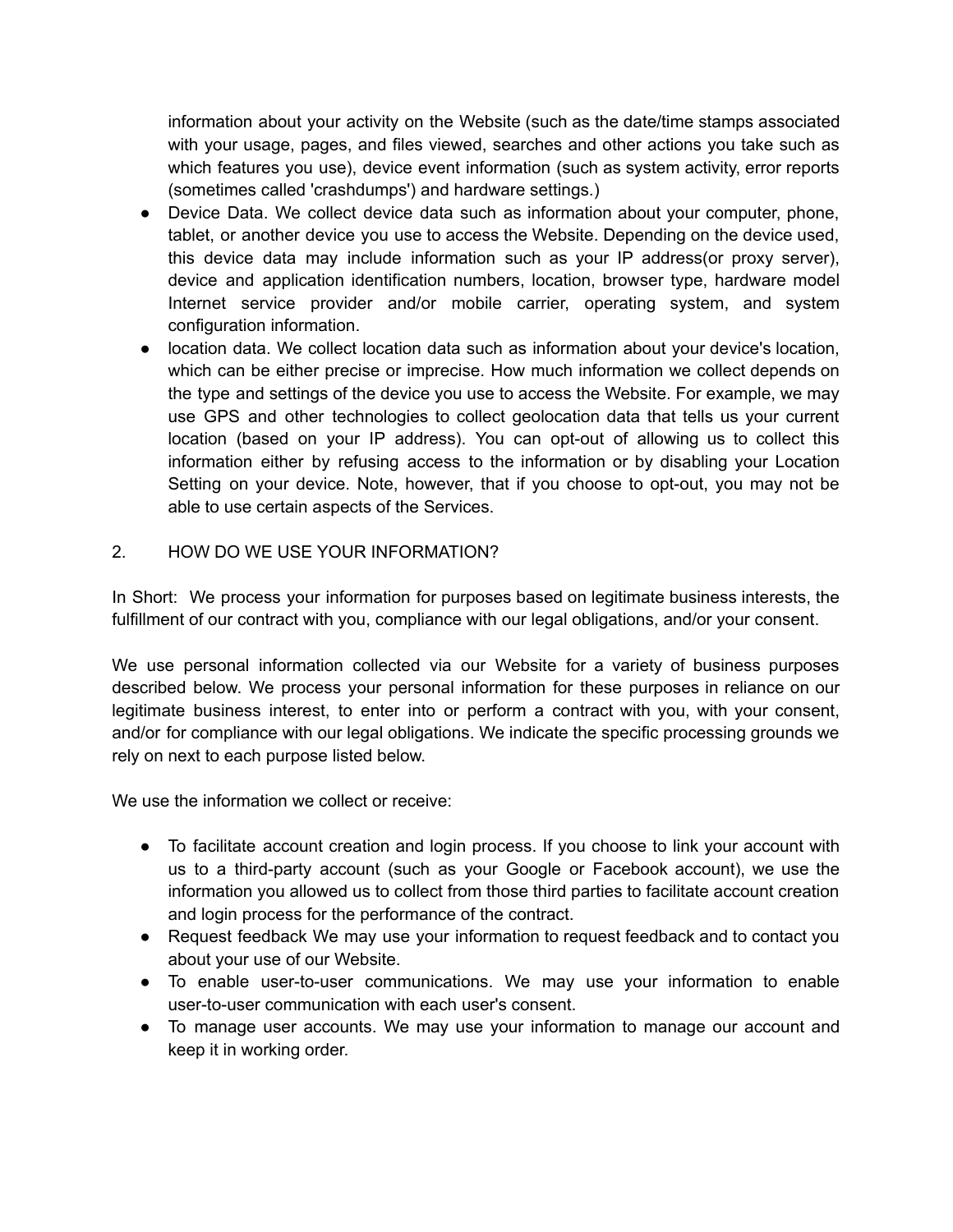information about your activity on the Website (such as the date/time stamps associated with your usage, pages, and files viewed, searches and other actions you take such as which features you use), device event information (such as system activity, error reports (sometimes called 'crashdumps') and hardware settings.)

- Device Data. We collect device data such as information about your computer, phone, tablet, or another device you use to access the Website. Depending on the device used, this device data may include information such as your IP address(or proxy server), device and application identification numbers, location, browser type, hardware model Internet service provider and/or mobile carrier, operating system, and system configuration information.
- location data. We collect location data such as information about your device's location, which can be either precise or imprecise. How much information we collect depends on the type and settings of the device you use to access the Website. For example, we may use GPS and other technologies to collect geolocation data that tells us your current location (based on your IP address). You can opt-out of allowing us to collect this information either by refusing access to the information or by disabling your Location Setting on your device. Note, however, that if you choose to opt-out, you may not be able to use certain aspects of the Services.

## 2. HOW DO WE USE YOUR INFORMATION?

In Short: We process your information for purposes based on legitimate business interests, the fulfillment of our contract with you, compliance with our legal obligations, and/or your consent.

We use personal information collected via our Website for a variety of business purposes described below. We process your personal information for these purposes in reliance on our legitimate business interest, to enter into or perform a contract with you, with your consent, and/or for compliance with our legal obligations. We indicate the specific processing grounds we rely on next to each purpose listed below.

We use the information we collect or receive:

- To facilitate account creation and login process. If you choose to link your account with us to a third-party account (such as your Google or Facebook account), we use the information you allowed us to collect from those third parties to facilitate account creation and login process for the performance of the contract.
- Request feedback We may use your information to request feedback and to contact you about your use of our Website.
- To enable user-to-user communications. We may use your information to enable user-to-user communication with each user's consent.
- To manage user accounts. We may use your information to manage our account and keep it in working order.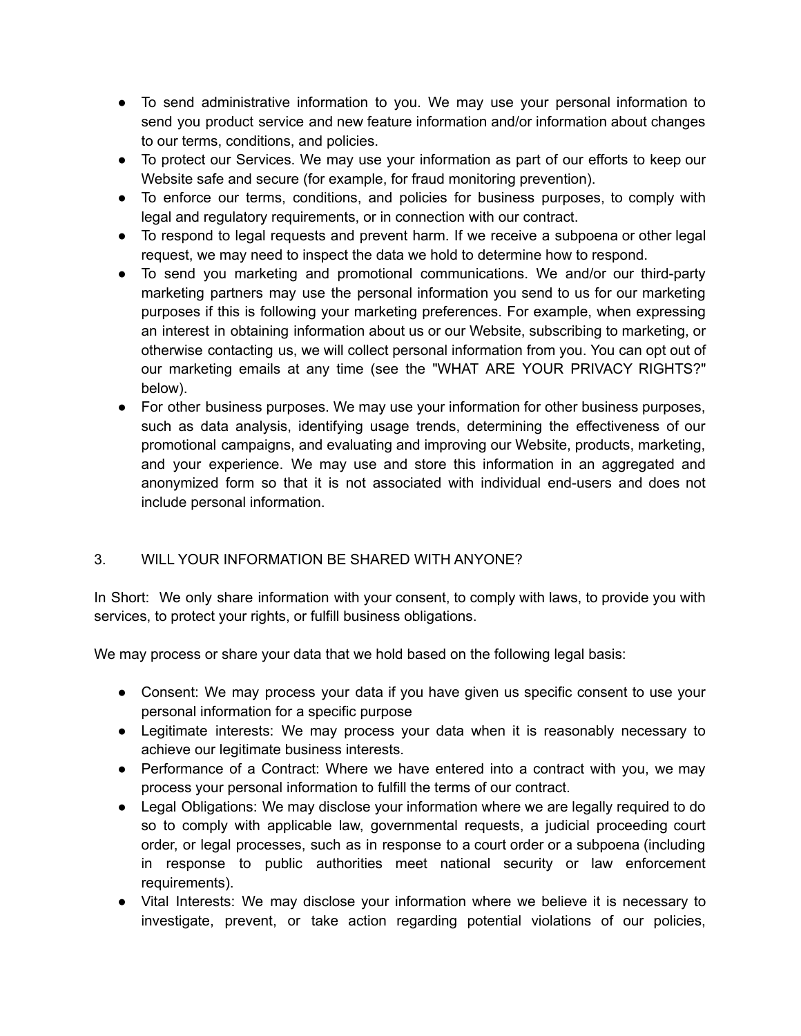- To send administrative information to you. We may use your personal information to send you product service and new feature information and/or information about changes to our terms, conditions, and policies.
- To protect our Services. We may use your information as part of our efforts to keep our Website safe and secure (for example, for fraud monitoring prevention).
- To enforce our terms, conditions, and policies for business purposes, to comply with legal and regulatory requirements, or in connection with our contract.
- To respond to legal requests and prevent harm. If we receive a subpoena or other legal request, we may need to inspect the data we hold to determine how to respond.
- To send you marketing and promotional communications. We and/or our third-party marketing partners may use the personal information you send to us for our marketing purposes if this is following your marketing preferences. For example, when expressing an interest in obtaining information about us or our Website, subscribing to marketing, or otherwise contacting us, we will collect personal information from you. You can opt out of our marketing emails at any time (see the "WHAT ARE YOUR PRIVACY RIGHTS?" below).
- For other business purposes. We may use your information for other business purposes, such as data analysis, identifying usage trends, determining the effectiveness of our promotional campaigns, and evaluating and improving our Website, products, marketing, and your experience. We may use and store this information in an aggregated and anonymized form so that it is not associated with individual end-users and does not include personal information.

## 3. WILL YOUR INFORMATION BE SHARED WITH ANYONE?

In Short: We only share information with your consent, to comply with laws, to provide you with services, to protect your rights, or fulfill business obligations.

We may process or share your data that we hold based on the following legal basis:

- Consent: We may process your data if you have given us specific consent to use your personal information for a specific purpose
- Legitimate interests: We may process your data when it is reasonably necessary to achieve our legitimate business interests.
- Performance of a Contract: Where we have entered into a contract with you, we may process your personal information to fulfill the terms of our contract.
- Legal Obligations: We may disclose your information where we are legally required to do so to comply with applicable law, governmental requests, a judicial proceeding court order, or legal processes, such as in response to a court order or a subpoena (including in response to public authorities meet national security or law enforcement requirements).
- Vital Interests: We may disclose your information where we believe it is necessary to investigate, prevent, or take action regarding potential violations of our policies,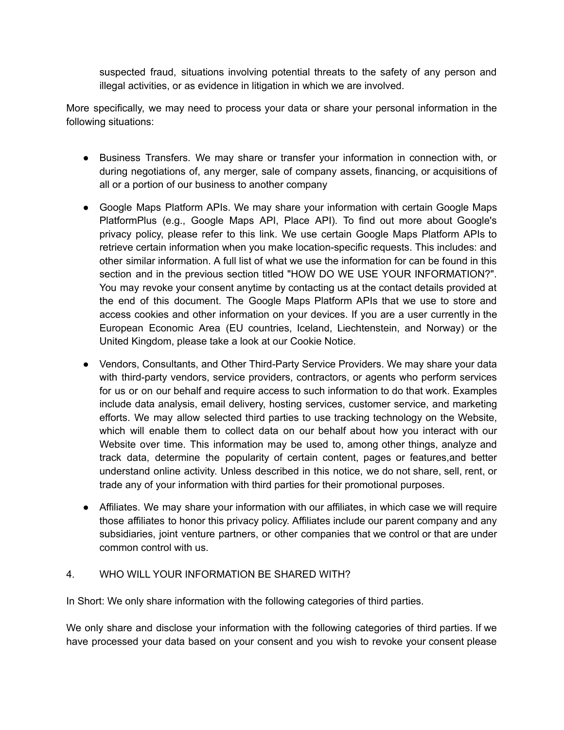suspected fraud, situations involving potential threats to the safety of any person and illegal activities, or as evidence in litigation in which we are involved.

More specifically, we may need to process your data or share your personal information in the following situations:

- Business Transfers. We may share or transfer your information in connection with, or during negotiations of, any merger, sale of company assets, financing, or acquisitions of all or a portion of our business to another company
- Google Maps Platform APIs. We may share your information with certain Google Maps PlatformPlus (e.g., Google Maps API, Place API). To find out more about Google's privacy policy, please refer to this link. We use certain Google Maps Platform APIs to retrieve certain information when you make location-specific requests. This includes: and other similar information. A full list of what we use the information for can be found in this section and in the previous section titled "HOW DO WE USE YOUR INFORMATION?". You may revoke your consent anytime by contacting us at the contact details provided at the end of this document. The Google Maps Platform APIs that we use to store and access cookies and other information on your devices. If you are a user currently in the European Economic Area (EU countries, Iceland, Liechtenstein, and Norway) or the United Kingdom, please take a look at our Cookie Notice.
- Vendors, Consultants, and Other Third-Party Service Providers. We may share your data with third-party vendors, service providers, contractors, or agents who perform services for us or on our behalf and require access to such information to do that work. Examples include data analysis, email delivery, hosting services, customer service, and marketing efforts. We may allow selected third parties to use tracking technology on the Website, which will enable them to collect data on our behalf about how you interact with our Website over time. This information may be used to, among other things, analyze and track data, determine the popularity of certain content, pages or features,and better understand online activity. Unless described in this notice, we do not share, sell, rent, or trade any of your information with third parties for their promotional purposes.
- Affiliates. We may share your information with our affiliates, in which case we will require those affiliates to honor this privacy policy. Affiliates include our parent company and any subsidiaries, joint venture partners, or other companies that we control or that are under common control with us.

## 4. WHO WILL YOUR INFORMATION BE SHARED WITH?

In Short: We only share information with the following categories of third parties.

We only share and disclose your information with the following categories of third parties. If we have processed your data based on your consent and you wish to revoke your consent please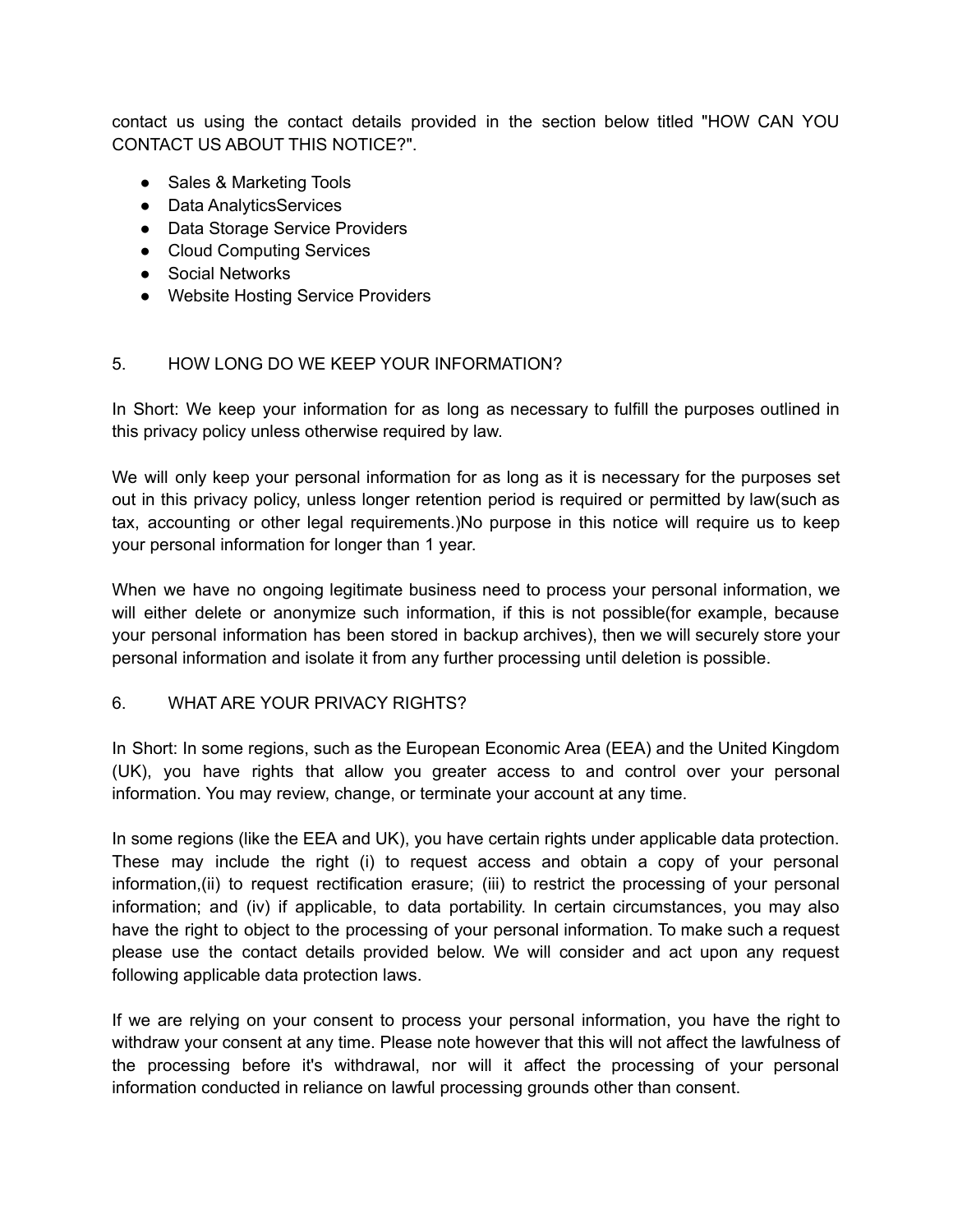contact us using the contact details provided in the section below titled "HOW CAN YOU CONTACT US ABOUT THIS NOTICE?".

- Sales & Marketing Tools
- Data AnalyticsServices
- Data Storage Service Providers
- Cloud Computing Services
- Social Networks
- Website Hosting Service Providers

## 5. HOW LONG DO WE KEEP YOUR INFORMATION?

In Short: We keep your information for as long as necessary to fulfill the purposes outlined in this privacy policy unless otherwise required by law.

We will only keep your personal information for as long as it is necessary for the purposes set out in this privacy policy, unless longer retention period is required or permitted by law(such as tax, accounting or other legal requirements.)No purpose in this notice will require us to keep your personal information for longer than 1 year.

When we have no ongoing legitimate business need to process your personal information, we will either delete or anonymize such information, if this is not possible(for example, because your personal information has been stored in backup archives), then we will securely store your personal information and isolate it from any further processing until deletion is possible.

## 6. WHAT ARE YOUR PRIVACY RIGHTS?

In Short: In some regions, such as the European Economic Area (EEA) and the United Kingdom (UK), you have rights that allow you greater access to and control over your personal information. You may review, change, or terminate your account at any time.

In some regions (like the EEA and UK), you have certain rights under applicable data protection. These may include the right (i) to request access and obtain a copy of your personal information,(ii) to request rectification erasure; (iii) to restrict the processing of your personal information; and (iv) if applicable, to data portability. In certain circumstances, you may also have the right to object to the processing of your personal information. To make such a request please use the contact details provided below. We will consider and act upon any request following applicable data protection laws.

If we are relying on your consent to process your personal information, you have the right to withdraw your consent at any time. Please note however that this will not affect the lawfulness of the processing before it's withdrawal, nor will it affect the processing of your personal information conducted in reliance on lawful processing grounds other than consent.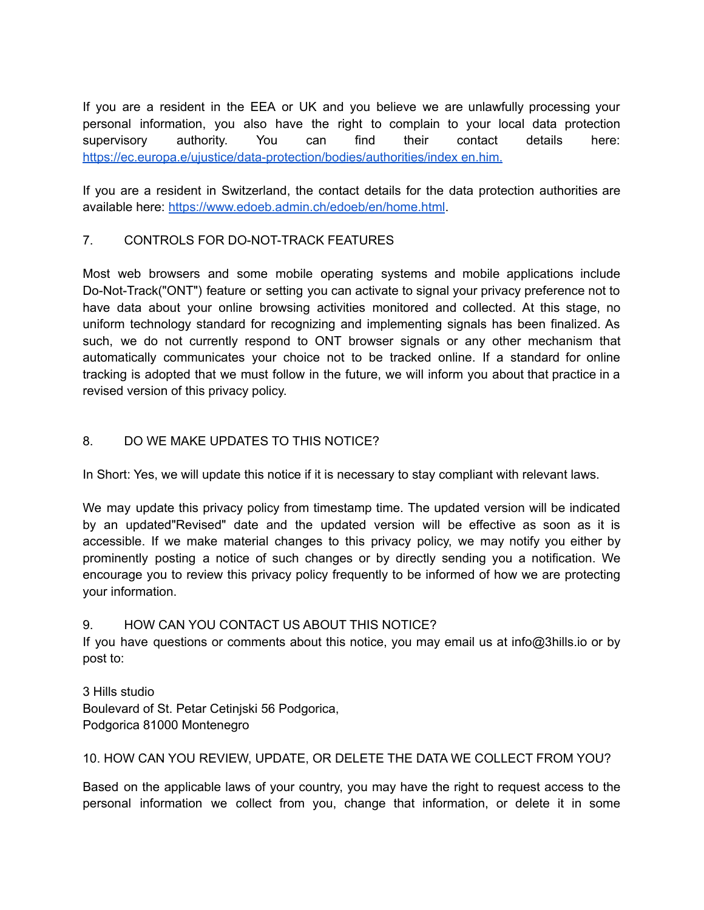If you are a resident in the EEA or UK and you believe we are unlawfully processing your personal information, you also have the right to complain to your local data protection supervisory authority. You can find their contact details here: [https://ec.europa.e/ujustice/data-protection/bodies/authorities/index en.him.](https://ec.europa.e/ujustice/data-protection/bodies/authorities/index en.him.)

If you are a resident in Switzerland, the contact details for the data protection authorities are available here: [https://www.edoeb.admin.ch/edoeb/en/home.html](https://www.edoeb.admin.ch/edoeb/en/home.html).

## 7. CONTROLS FOR DO-NOT-TRACK FEATURES

Most web browsers and some mobile operating systems and mobile applications include Do-Not-Track("ONT") feature or setting you can activate to signal your privacy preference not to have data about your online browsing activities monitored and collected. At this stage, no uniform technology standard for recognizing and implementing signals has been finalized. As such, we do not currently respond to ONT browser signals or any other mechanism that automatically communicates your choice not to be tracked online. If a standard for online tracking is adopted that we must follow in the future, we will inform you about that practice in a revised version of this privacy policy.

## 8. DO WE MAKE UPDATES TO THIS NOTICE?

In Short: Yes, we will update this notice if it is necessary to stay compliant with relevant laws.

We may update this privacy policy from timestamp time. The updated version will be indicated by an updated"Revised" date and the updated version will be effective as soon as it is accessible. If we make material changes to this privacy policy, we may notify you either by prominently posting a notice of such changes or by directly sending you a notification. We encourage you to review this privacy policy frequently to be informed of how we are protecting your information.

## 9. HOW CAN YOU CONTACT US ABOUT THIS NOTICE?

If you have questions or comments about this notice, you may email us at info@3hills.io or by post to:

3 Hills studio  
Boulevard of St. Petar Cetinjski 56 Podgorica,  
Podgorica 81000 Montenegro

## 10. HOW CAN YOU REVIEW, UPDATE, OR DELETE THE DATA WE COLLECT FROM YOU?

Based on the applicable laws of your country, you may have the right to request access to the personal information we collect from you, change that information, or delete it in some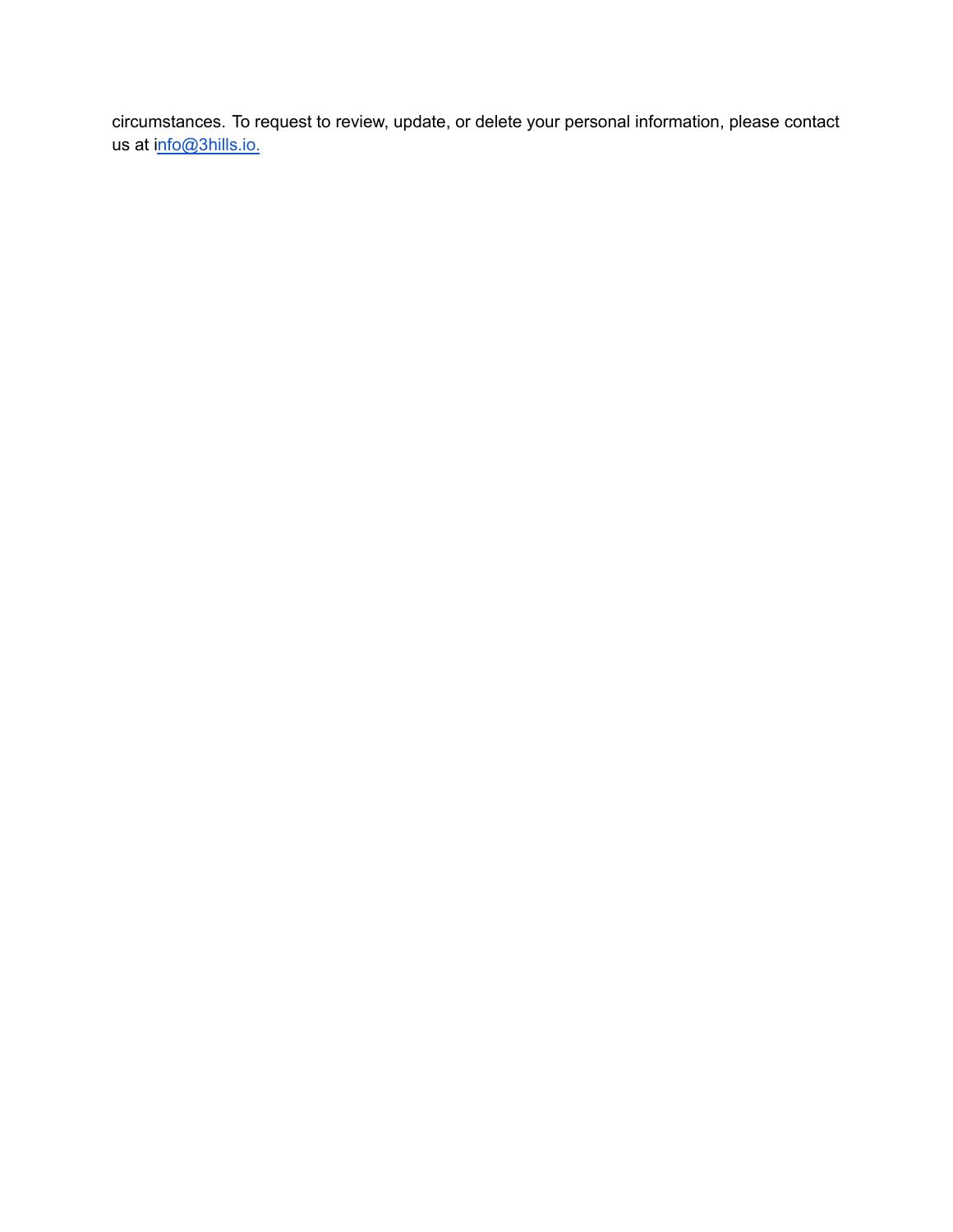circumstances. To request to review, update, or delete your personal information, please contact us at info@3hills.io.